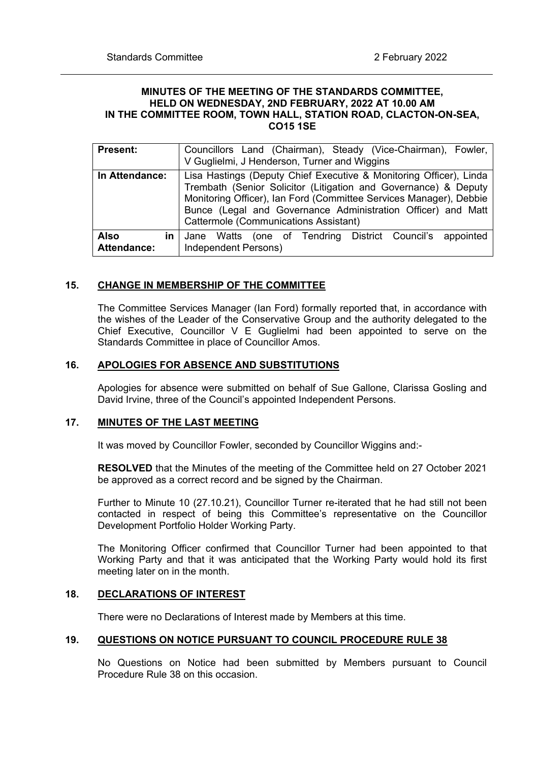# MINUTES OF THE MEETING OF THE STANDARDS COMMITTEE, HELD ON WEDNESDAY, 2ND FEBRUARY, 2022 AT 10.00 AM IN THE COMMITTEE ROOM, TOWN HALL, STATION ROAD, CLACTON-ON-SEA, CO15 1SE

| | |
|---|---|
| **Present:** | Councillors Land (Chairman), Steady (Vice-Chairman), Fowler, V Guglielmi, J Henderson, Turner and Wiggins |
| **In Attendance:** | Lisa Hastings (Deputy Chief Executive & Monitoring Officer), Linda Trembath (Senior Solicitor (Litigation and Governance) & Deputy Monitoring Officer), Ian Ford (Committee Services Manager), Debbie Bunce (Legal and Governance Administration Officer) and Matt Cattermole (Communications Assistant) |
| **Also in Attendance:** | Jane Watts (one of Tendring District Council's appointed Independent Persons) |

## 15. CHANGE IN MEMBERSHIP OF THE COMMITTEE

The Committee Services Manager (Ian Ford) formally reported that, in accordance with the wishes of the Leader of the Conservative Group and the authority delegated to the Chief Executive, Councillor V E Guglielmi had been appointed to serve on the Standards Committee in place of Councillor Amos.

## 16. APOLOGIES FOR ABSENCE AND SUBSTITUTIONS

Apologies for absence were submitted on behalf of Sue Gallone, Clarissa Gosling and David Irvine, three of the Council's appointed Independent Persons.

## 17. MINUTES OF THE LAST MEETING

It was moved by Councillor Fowler, seconded by Councillor Wiggins and:-

**RESOLVED** that the Minutes of the meeting of the Committee held on 27 October 2021 be approved as a correct record and be signed by the Chairman.

Further to Minute 10 (27.10.21), Councillor Turner re-iterated that he had still not been contacted in respect of being this Committee's representative on the Councillor Development Portfolio Holder Working Party.

The Monitoring Officer confirmed that Councillor Turner had been appointed to that Working Party and that it was anticipated that the Working Party would hold its first meeting later on in the month.

## 18. DECLARATIONS OF INTEREST

There were no Declarations of Interest made by Members at this time.

## 19. QUESTIONS ON NOTICE PURSUANT TO COUNCIL PROCEDURE RULE 38

No Questions on Notice had been submitted by Members pursuant to Council Procedure Rule 38 on this occasion.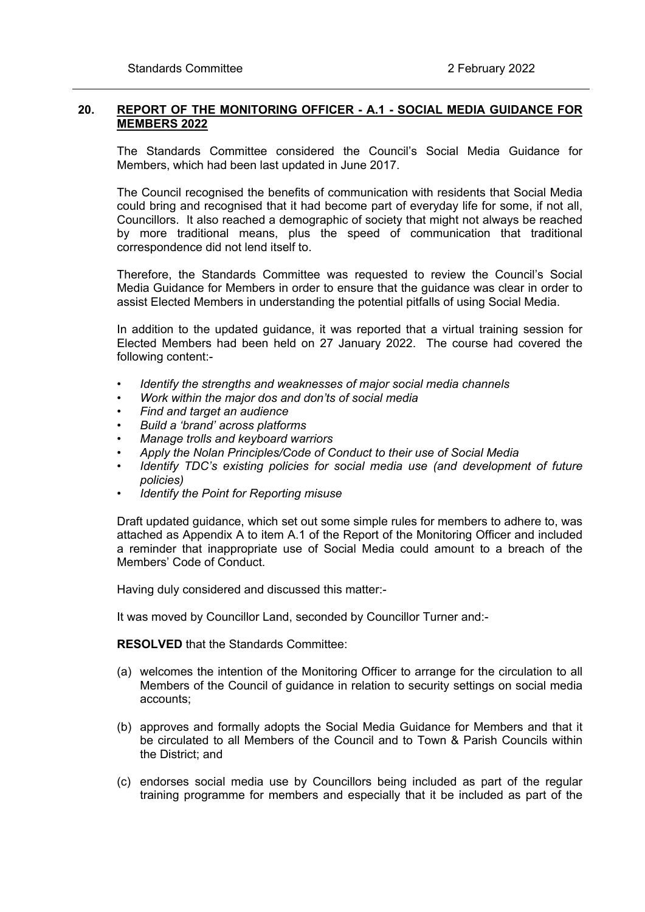## 20. REPORT OF THE MONITORING OFFICER - A.1 - SOCIAL MEDIA GUIDANCE FOR MEMBERS 2022

The Standards Committee considered the Council's Social Media Guidance for Members, which had been last updated in June 2017.

The Council recognised the benefits of communication with residents that Social Media could bring and recognised that it had become part of everyday life for some, if not all, Councillors. It also reached a demographic of society that might not always be reached by more traditional means, plus the speed of communication that traditional correspondence did not lend itself to.

Therefore, the Standards Committee was requested to review the Council's Social Media Guidance for Members in order to ensure that the guidance was clear in order to assist Elected Members in understanding the potential pitfalls of using Social Media.

In addition to the updated guidance, it was reported that a virtual training session for Elected Members had been held on 27 January 2022. The course had covered the following content:-

- *Identify the strengths and weaknesses of major social media channels*
- *Work within the major dos and don'ts of social media*
- *Find and target an audience*
- *Build a 'brand' across platforms*
- *Manage trolls and keyboard warriors*
- *Apply the Nolan Principles/Code of Conduct to their use of Social Media*
- *Identify TDC's existing policies for social media use (and development of future policies)*
- *Identify the Point for Reporting misuse*

Draft updated guidance, which set out some simple rules for members to adhere to, was attached as Appendix A to item A.1 of the Report of the Monitoring Officer and included a reminder that inappropriate use of Social Media could amount to a breach of the Members' Code of Conduct.

Having duly considered and discussed this matter:-

It was moved by Councillor Land, seconded by Councillor Turner and:-

**RESOLVED** that the Standards Committee:

(a) welcomes the intention of the Monitoring Officer to arrange for the circulation to all Members of the Council of guidance in relation to security settings on social media accounts;

(b) approves and formally adopts the Social Media Guidance for Members and that it be circulated to all Members of the Council and to Town & Parish Councils within the District; and

(c) endorses social media use by Councillors being included as part of the regular training programme for members and especially that it be included as part of the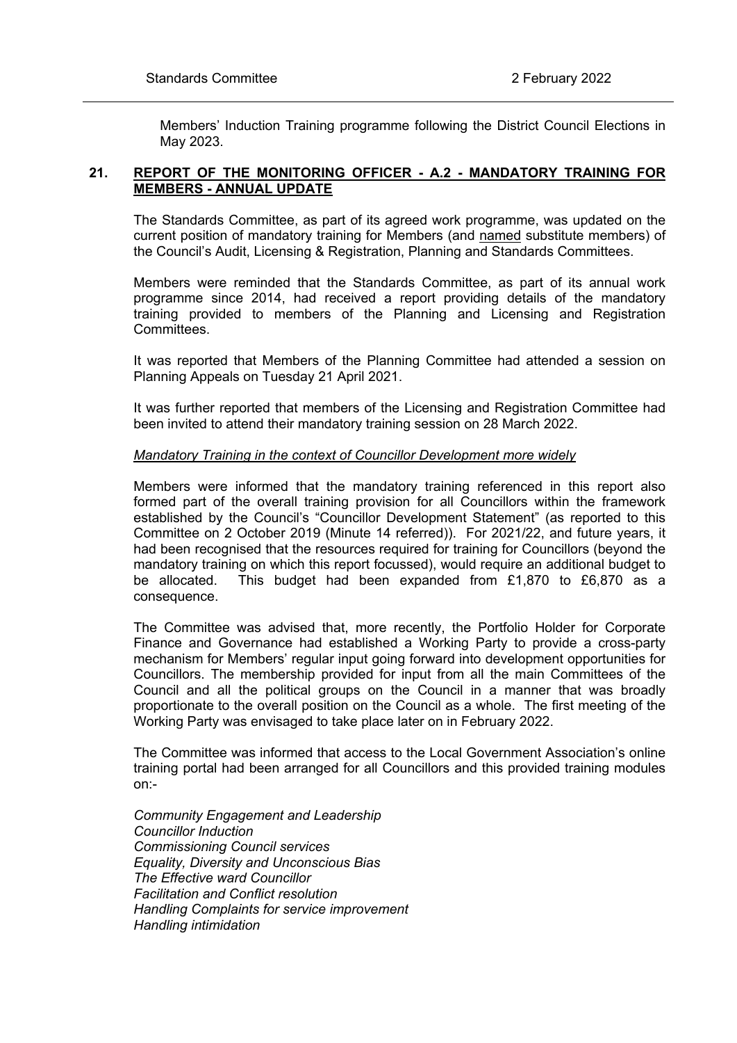Members' Induction Training programme following the District Council Elections in May 2023.

## 21. REPORT OF THE MONITORING OFFICER - A.2 - MANDATORY TRAINING FOR MEMBERS - ANNUAL UPDATE

The Standards Committee, as part of its agreed work programme, was updated on the current position of mandatory training for Members (and named substitute members) of the Council's Audit, Licensing & Registration, Planning and Standards Committees.

Members were reminded that the Standards Committee, as part of its annual work programme since 2014, had received a report providing details of the mandatory training provided to members of the Planning and Licensing and Registration Committees.

It was reported that Members of the Planning Committee had attended a session on Planning Appeals on Tuesday 21 April 2021.

It was further reported that members of the Licensing and Registration Committee had been invited to attend their mandatory training session on 28 March 2022.

*Mandatory Training in the context of Councillor Development more widely*

Members were informed that the mandatory training referenced in this report also formed part of the overall training provision for all Councillors within the framework established by the Council's "Councillor Development Statement" (as reported to this Committee on 2 October 2019 (Minute 14 referred)). For 2021/22, and future years, it had been recognised that the resources required for training for Councillors (beyond the mandatory training on which this report focussed), would require an additional budget to be allocated. This budget had been expanded from £1,870 to £6,870 as a consequence.

The Committee was advised that, more recently, the Portfolio Holder for Corporate Finance and Governance had established a Working Party to provide a cross-party mechanism for Members' regular input going forward into development opportunities for Councillors. The membership provided for input from all the main Committees of the Council and all the political groups on the Council in a manner that was broadly proportionate to the overall position on the Council as a whole. The first meeting of the Working Party was envisaged to take place later on in February 2022.

The Committee was informed that access to the Local Government Association's online training portal had been arranged for all Councillors and this provided training modules on:-

*Community Engagement and Leadership*
*Councillor Induction*
*Commissioning Council services*
*Equality, Diversity and Unconscious Bias*
*The Effective ward Councillor*
*Facilitation and Conflict resolution*
*Handling Complaints for service improvement*
*Handling intimidation*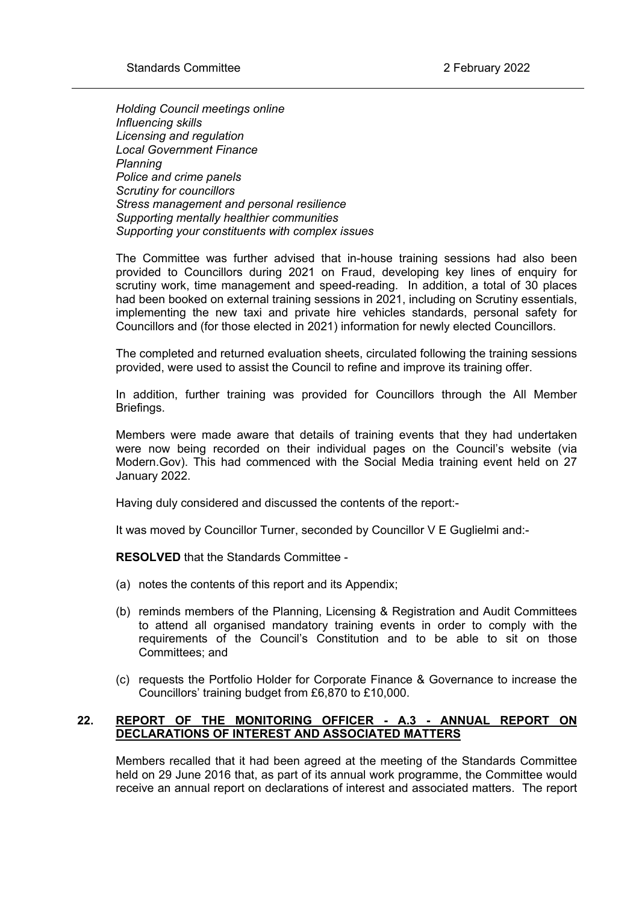*Holding Council meetings online*
*Influencing skills*
*Licensing and regulation*
*Local Government Finance*
*Planning*
*Police and crime panels*
*Scrutiny for councillors*
*Stress management and personal resilience*
*Supporting mentally healthier communities*
*Supporting your constituents with complex issues*

The Committee was further advised that in-house training sessions had also been provided to Councillors during 2021 on Fraud, developing key lines of enquiry for scrutiny work, time management and speed-reading. In addition, a total of 30 places had been booked on external training sessions in 2021, including on Scrutiny essentials, implementing the new taxi and private hire vehicles standards, personal safety for Councillors and (for those elected in 2021) information for newly elected Councillors.

The completed and returned evaluation sheets, circulated following the training sessions provided, were used to assist the Council to refine and improve its training offer.

In addition, further training was provided for Councillors through the All Member Briefings.

Members were made aware that details of training events that they had undertaken were now being recorded on their individual pages on the Council's website (via Modern.Gov). This had commenced with the Social Media training event held on 27 January 2022.

Having duly considered and discussed the contents of the report:-

It was moved by Councillor Turner, seconded by Councillor V E Guglielmi and:-

**RESOLVED** that the Standards Committee -

(a) notes the contents of this report and its Appendix;

(b) reminds members of the Planning, Licensing & Registration and Audit Committees to attend all organised mandatory training events in order to comply with the requirements of the Council's Constitution and to be able to sit on those Committees; and

(c) requests the Portfolio Holder for Corporate Finance & Governance to increase the Councillors' training budget from £6,870 to £10,000.

## 22. REPORT OF THE MONITORING OFFICER - A.3 - ANNUAL REPORT ON DECLARATIONS OF INTEREST AND ASSOCIATED MATTERS

Members recalled that it had been agreed at the meeting of the Standards Committee held on 29 June 2016 that, as part of its annual work programme, the Committee would receive an annual report on declarations of interest and associated matters. The report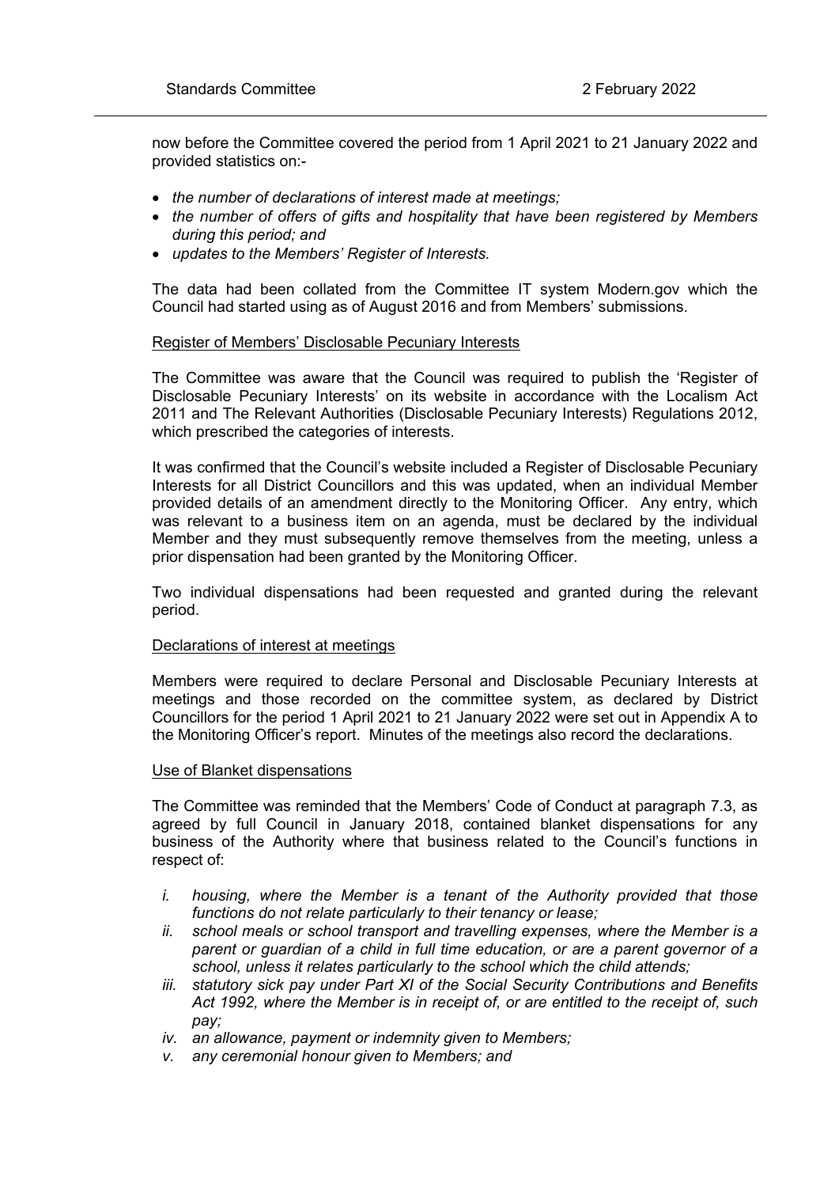now before the Committee covered the period from 1 April 2021 to 21 January 2022 and provided statistics on:-

- *the number of declarations of interest made at meetings;*
- *the number of offers of gifts and hospitality that have been registered by Members during this period; and*
- *updates to the Members' Register of Interests.*

The data had been collated from the Committee IT system Modern.gov which the Council had started using as of August 2016 and from Members' submissions.

Register of Members' Disclosable Pecuniary Interests

The Committee was aware that the Council was required to publish the 'Register of Disclosable Pecuniary Interests' on its website in accordance with the Localism Act 2011 and The Relevant Authorities (Disclosable Pecuniary Interests) Regulations 2012, which prescribed the categories of interests.

It was confirmed that the Council's website included a Register of Disclosable Pecuniary Interests for all District Councillors and this was updated, when an individual Member provided details of an amendment directly to the Monitoring Officer. Any entry, which was relevant to a business item on an agenda, must be declared by the individual Member and they must subsequently remove themselves from the meeting, unless a prior dispensation had been granted by the Monitoring Officer.

Two individual dispensations had been requested and granted during the relevant period.

Declarations of interest at meetings

Members were required to declare Personal and Disclosable Pecuniary Interests at meetings and those recorded on the committee system, as declared by District Councillors for the period 1 April 2021 to 21 January 2022 were set out in Appendix A to the Monitoring Officer's report. Minutes of the meetings also record the declarations.

Use of Blanket dispensations

The Committee was reminded that the Members' Code of Conduct at paragraph 7.3, as agreed by full Council in January 2018, contained blanket dispensations for any business of the Authority where that business related to the Council's functions in respect of:

i. *housing, where the Member is a tenant of the Authority provided that those functions do not relate particularly to their tenancy or lease;*
ii. *school meals or school transport and travelling expenses, where the Member is a parent or guardian of a child in full time education, or are a parent governor of a school, unless it relates particularly to the school which the child attends;*
iii. *statutory sick pay under Part XI of the Social Security Contributions and Benefits Act 1992, where the Member is in receipt of, or are entitled to the receipt of, such pay;*
iv. *an allowance, payment or indemnity given to Members;*
v. *any ceremonial honour given to Members; and*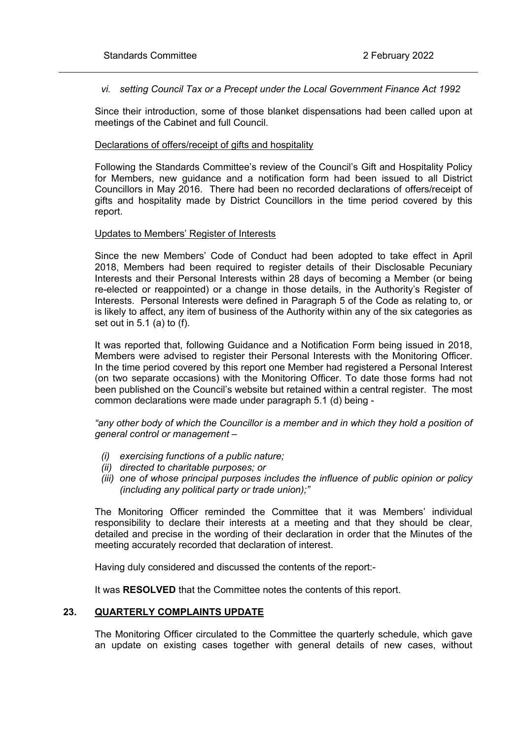*vi. setting Council Tax or a Precept under the Local Government Finance Act 1992*

Since their introduction, some of those blanket dispensations had been called upon at meetings of the Cabinet and full Council.

Declarations of offers/receipt of gifts and hospitality

Following the Standards Committee's review of the Council's Gift and Hospitality Policy for Members, new guidance and a notification form had been issued to all District Councillors in May 2016. There had been no recorded declarations of offers/receipt of gifts and hospitality made by District Councillors in the time period covered by this report.

Updates to Members' Register of Interests

Since the new Members' Code of Conduct had been adopted to take effect in April 2018, Members had been required to register details of their Disclosable Pecuniary Interests and their Personal Interests within 28 days of becoming a Member (or being re-elected or reappointed) or a change in those details, in the Authority's Register of Interests. Personal Interests were defined in Paragraph 5 of the Code as relating to, or is likely to affect, any item of business of the Authority within any of the six categories as set out in 5.1 (a) to (f).

It was reported that, following Guidance and a Notification Form being issued in 2018, Members were advised to register their Personal Interests with the Monitoring Officer. In the time period covered by this report one Member had registered a Personal Interest (on two separate occasions) with the Monitoring Officer. To date those forms had not been published on the Council's website but retained within a central register. The most common declarations were made under paragraph 5.1 (d) being -

*"any other body of which the Councillor is a member and in which they hold a position of general control or management –*

- *(i) exercising functions of a public nature;*
- *(ii) directed to charitable purposes; or*
- *(iii) one of whose principal purposes includes the influence of public opinion or policy (including any political party or trade union);"*

The Monitoring Officer reminded the Committee that it was Members' individual responsibility to declare their interests at a meeting and that they should be clear, detailed and precise in the wording of their declaration in order that the Minutes of the meeting accurately recorded that declaration of interest.

Having duly considered and discussed the contents of the report:-

It was **RESOLVED** that the Committee notes the contents of this report.

## 23. QUARTERLY COMPLAINTS UPDATE

The Monitoring Officer circulated to the Committee the quarterly schedule, which gave an update on existing cases together with general details of new cases, without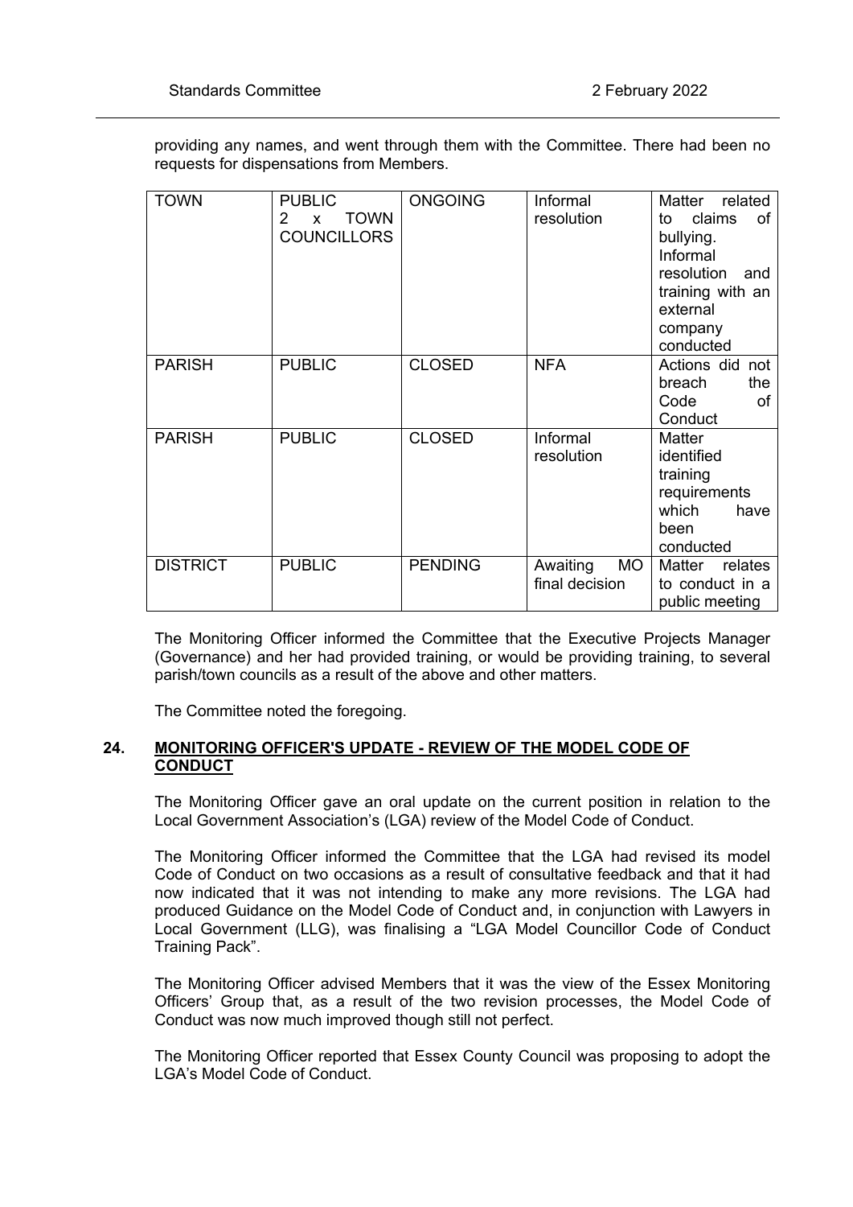providing any names, and went through them with the Committee. There had been no requests for dispensations from Members.

| TOWN | PUBLIC 2 x TOWN COUNCILLORS | ONGOING | Informal resolution | Matter related to claims of bullying. Informal resolution and training with an external company conducted |
|---|---|---|---|---|
| PARISH | PUBLIC | CLOSED | NFA | Actions did not breach the Code of Conduct |
| PARISH | PUBLIC | CLOSED | Informal resolution | Matter identified training requirements which have been conducted |
| DISTRICT | PUBLIC | PENDING | Awaiting MO final decision | Matter relates to conduct in a public meeting |

The Monitoring Officer informed the Committee that the Executive Projects Manager (Governance) and her had provided training, or would be providing training, to several parish/town councils as a result of the above and other matters.

The Committee noted the foregoing.

## 24. MONITORING OFFICER'S UPDATE - REVIEW OF THE MODEL CODE OF CONDUCT

The Monitoring Officer gave an oral update on the current position in relation to the Local Government Association's (LGA) review of the Model Code of Conduct.

The Monitoring Officer informed the Committee that the LGA had revised its model Code of Conduct on two occasions as a result of consultative feedback and that it had now indicated that it was not intending to make any more revisions. The LGA had produced Guidance on the Model Code of Conduct and, in conjunction with Lawyers in Local Government (LLG), was finalising a "LGA Model Councillor Code of Conduct Training Pack".

The Monitoring Officer advised Members that it was the view of the Essex Monitoring Officers' Group that, as a result of the two revision processes, the Model Code of Conduct was now much improved though still not perfect.

The Monitoring Officer reported that Essex County Council was proposing to adopt the LGA's Model Code of Conduct.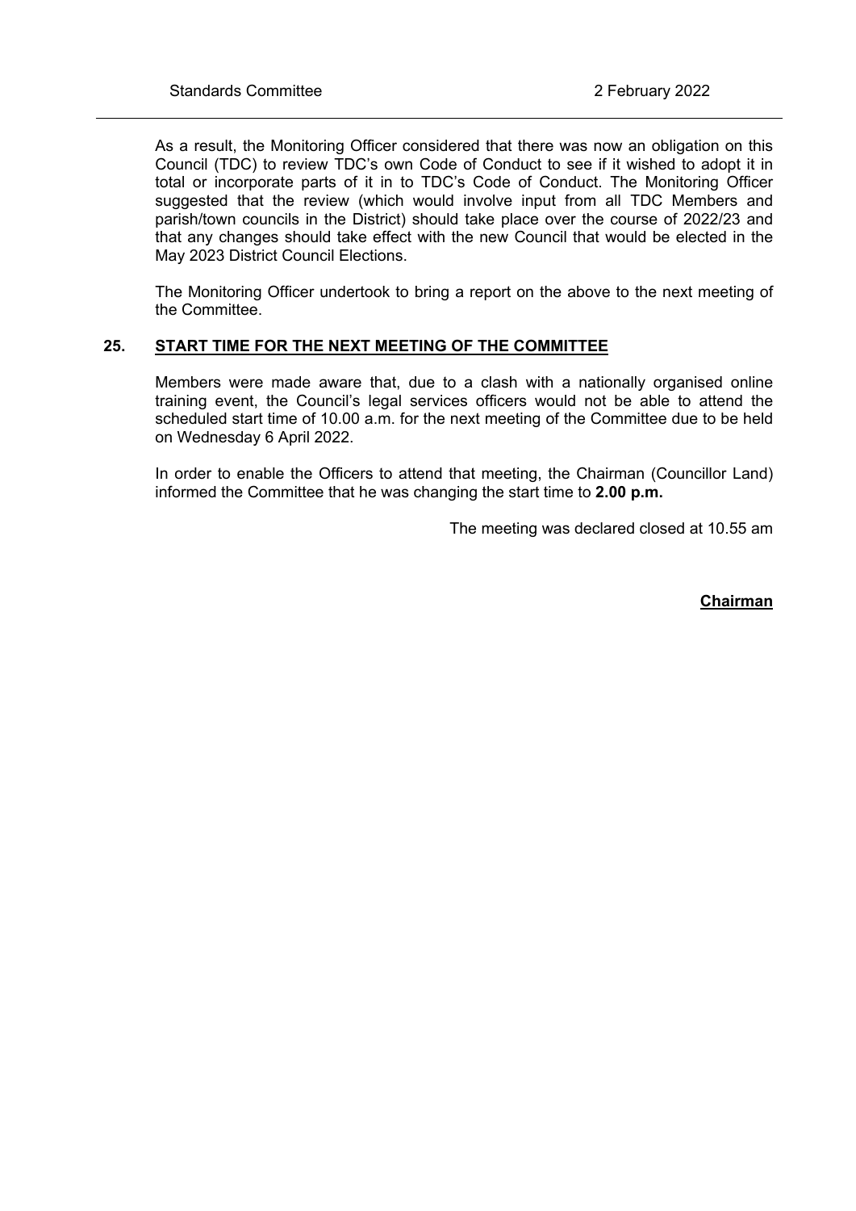As a result, the Monitoring Officer considered that there was now an obligation on this Council (TDC) to review TDC's own Code of Conduct to see if it wished to adopt it in total or incorporate parts of it in to TDC's Code of Conduct. The Monitoring Officer suggested that the review (which would involve input from all TDC Members and parish/town councils in the District) should take place over the course of 2022/23 and that any changes should take effect with the new Council that would be elected in the May 2023 District Council Elections.

The Monitoring Officer undertook to bring a report on the above to the next meeting of the Committee.

## 25. START TIME FOR THE NEXT MEETING OF THE COMMITTEE

Members were made aware that, due to a clash with a nationally organised online training event, the Council's legal services officers would not be able to attend the scheduled start time of 10.00 a.m. for the next meeting of the Committee due to be held on Wednesday 6 April 2022.

In order to enable the Officers to attend that meeting, the Chairman (Councillor Land) informed the Committee that he was changing the start time to **2.00 p.m.**

The meeting was declared closed at 10.55 am

**Chairman**